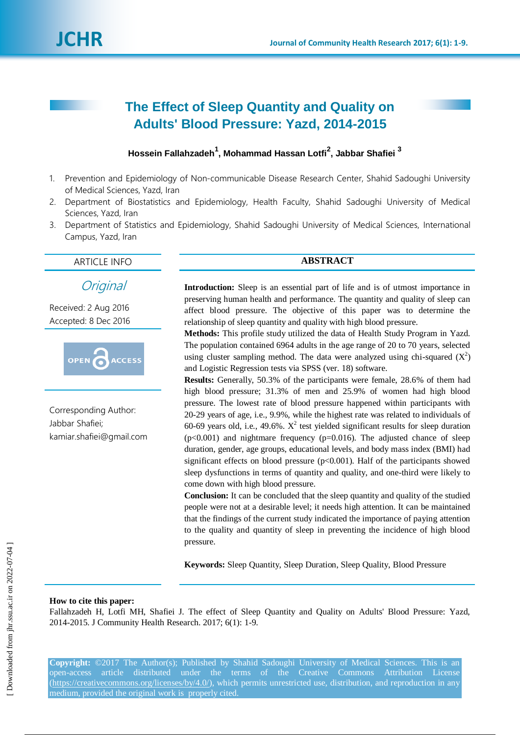# The Effect of Sleep Quantity and Quality on Adults' Blood Pressure: Yazd, 2014-2015

**Hossein Fallahzadeh[1], Mohammad Hassan Lotfi[2], Jabbar Shafiei [3]**

1. Prevention and Epidemiology of Non-communicable Disease Research Center, Shahid Sadoughi University of Medical Sciences, Yazd, Iran
2. Department of Biostatistics and Epidemiology, Health Faculty, Shahid Sadoughi University of Medical Sciences, Yazd, Iran
3. Department of Statistics and Epidemiology, Shahid Sadoughi University of Medical Sciences, International Campus, Yazd, Iran

## ARTICLE INFO

*Original*

Received: 2 Aug 2016
Accepted: 8 Dec 2016

OPEN ACCESS

Corresponding Author:
Jabbar Shafiei;
kamiar.shafiei@gmail.com

## ABSTRACT

**Introduction:** Sleep is an essential part of life and is of utmost importance in preserving human health and performance. The quantity and quality of sleep can affect blood pressure. The objective of this paper was to determine the relationship of sleep quantity and quality with high blood pressure.

**Methods:** This profile study utilized the data of Health Study Program in Yazd. The population contained 6964 adults in the age range of 20 to 70 years, selected using cluster sampling method. The data were analyzed using chi-squared ($X^2$) and Logistic Regression tests via SPSS (ver. 18) software.

**Results:** Generally, 50.3% of the participants were female, 28.6% of them had high blood pressure; 31.3% of men and 25.9% of women had high blood pressure. The lowest rate of blood pressure happened within participants with 20-29 years of age, i.e., 9.9%, while the highest rate was related to individuals of 60-69 years old, i.e., 49.6%. $X^2$ test yielded significant results for sleep duration ($p<0.001$) and nightmare frequency ($p=0.016$). The adjusted chance of sleep duration, gender, age groups, educational levels, and body mass index (BMI) had significant effects on blood pressure ($p<0.001$). Half of the participants showed sleep dysfunctions in terms of quantity and quality, and one-third were likely to come down with high blood pressure.

**Conclusion:** It can be concluded that the sleep quantity and quality of the studied people were not at a desirable level; it needs high attention. It can be maintained that the findings of the current study indicated the importance of paying attention to the quality and quantity of sleep in preventing the incidence of high blood pressure.

**Keywords:** Sleep Quantity, Sleep Duration, Sleep Quality, Blood Pressure

**How to cite this paper:**
Fallahzadeh H, Lotfi MH, Shafiei J. The effect of Sleep Quantity and Quality on Adults' Blood Pressure: Yazd, 2014-2015. J Community Health Research. 2017; 6(1): 1-9.

**Copyright:** ©2017 The Author(s); Published by Shahid Sadoughi University of Medical Sciences. This is an open-access article distributed under the terms of the Creative Commons Attribution License (https://creativecommons.org/licenses/by/4.0/), which permits unrestricted use, distribution, and reproduction in any medium, provided the original work is properly cited.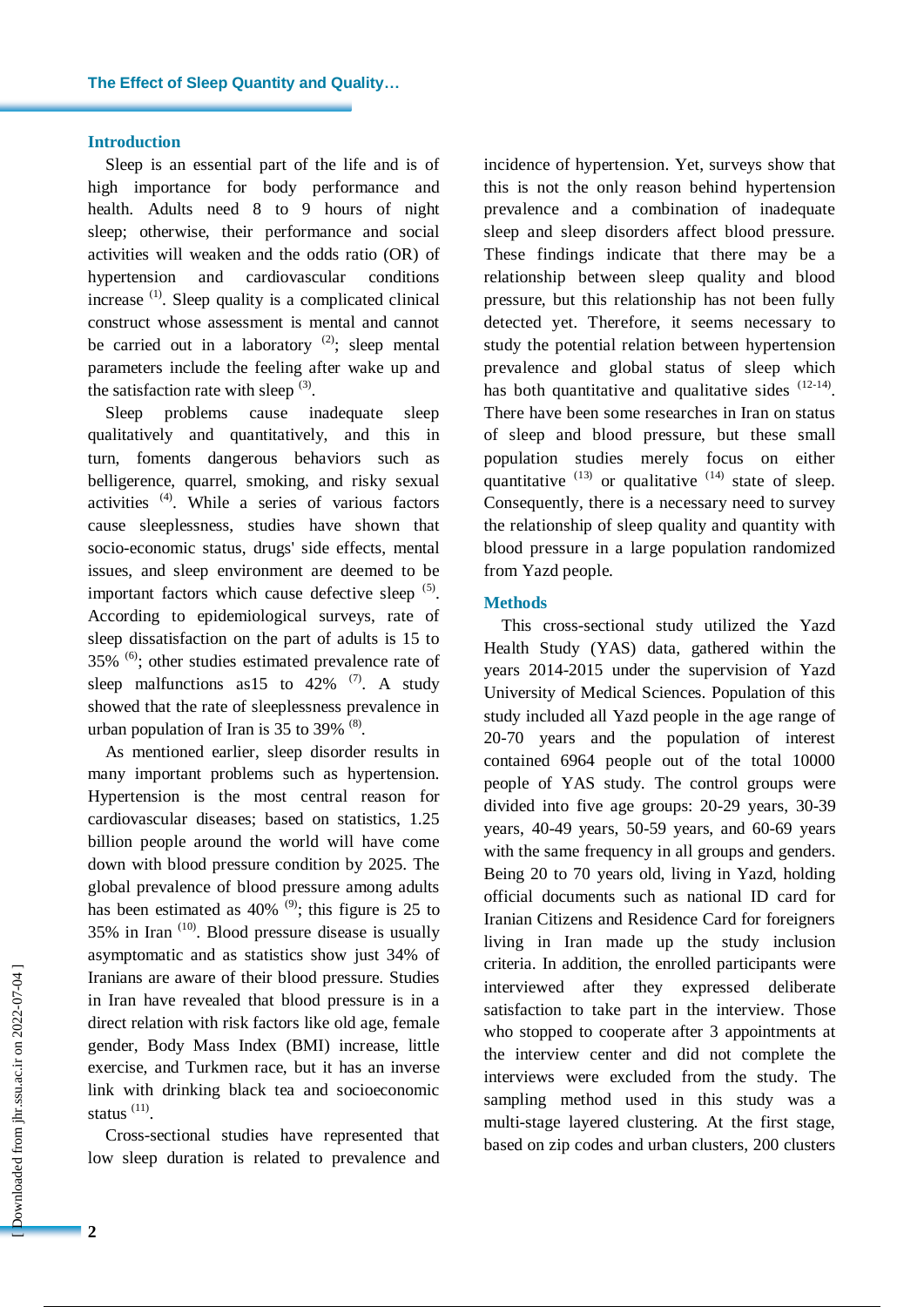## Introduction

Sleep is an essential part of the life and is of high importance for body performance and health. Adults need 8 to 9 hours of night sleep; otherwise, their performance and social activities will weaken and the odds ratio (OR) of hypertension and cardiovascular conditions increase [1]. Sleep quality is a complicated clinical construct whose assessment is mental and cannot be carried out in a laboratory [2]; sleep mental parameters include the feeling after wake up and the satisfaction rate with sleep [3].

Sleep problems cause inadequate sleep qualitatively and quantitatively, and this in turn, foments dangerous behaviors such as belligerence, quarrel, smoking, and risky sexual activities [4]. While a series of various factors cause sleeplessness, studies have shown that socio-economic status, drugs' side effects, mental issues, and sleep environment are deemed to be important factors which cause defective sleep [5]. According to epidemiological surveys, rate of sleep dissatisfaction on the part of adults is 15 to 35% [6]; other studies estimated prevalence rate of sleep malfunctions as15 to 42% [7]. A study showed that the rate of sleeplessness prevalence in urban population of Iran is 35 to 39% [8].

As mentioned earlier, sleep disorder results in many important problems such as hypertension. Hypertension is the most central reason for cardiovascular diseases; based on statistics, 1.25 billion people around the world will have come down with blood pressure condition by 2025. The global prevalence of blood pressure among adults has been estimated as 40% [9]; this figure is 25 to 35% in Iran [10]. Blood pressure disease is usually asymptomatic and as statistics show just 34% of Iranians are aware of their blood pressure. Studies in Iran have revealed that blood pressure is in a direct relation with risk factors like old age, female gender, Body Mass Index (BMI) increase, little exercise, and Turkmen race, but it has an inverse link with drinking black tea and socioeconomic status [11].

Cross-sectional studies have represented that low sleep duration is related to prevalence and incidence of hypertension. Yet, surveys show that this is not the only reason behind hypertension prevalence and a combination of inadequate sleep and sleep disorders affect blood pressure. These findings indicate that there may be a relationship between sleep quality and blood pressure, but this relationship has not been fully detected yet. Therefore, it seems necessary to study the potential relation between hypertension prevalence and global status of sleep which has both quantitative and qualitative sides [12-14]. There have been some researches in Iran on status of sleep and blood pressure, but these small population studies merely focus on either quantitative [13] or qualitative [14] state of sleep. Consequently, there is a necessary need to survey the relationship of sleep quality and quantity with blood pressure in a large population randomized from Yazd people.

## Methods

This cross-sectional study utilized the Yazd Health Study (YAS) data, gathered within the years 2014-2015 under the supervision of Yazd University of Medical Sciences. Population of this study included all Yazd people in the age range of 20-70 years and the population of interest contained 6964 people out of the total 10000 people of YAS study. The control groups were divided into five age groups: 20-29 years, 30-39 years, 40-49 years, 50-59 years, and 60-69 years with the same frequency in all groups and genders. Being 20 to 70 years old, living in Yazd, holding official documents such as national ID card for Iranian Citizens and Residence Card for foreigners living in Iran made up the study inclusion criteria. In addition, the enrolled participants were interviewed after they expressed deliberate satisfaction to take part in the interview. Those who stopped to cooperate after 3 appointments at the interview center and did not complete the interviews were excluded from the study. The sampling method used in this study was a multi-stage layered clustering. At the first stage, based on zip codes and urban clusters, 200 clusters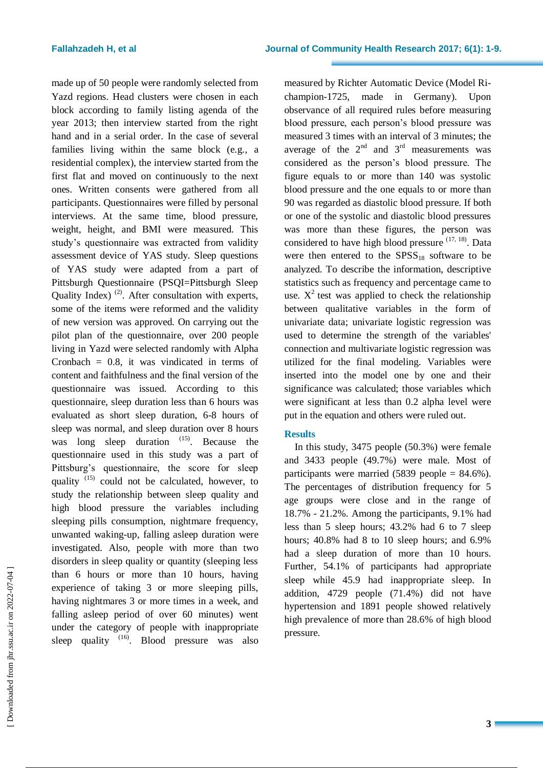made up of 50 people were randomly selected from Yazd regions. Head clusters were chosen in each block according to family listing agenda of the year 2013; then interview started from the right hand and in a serial order. In the case of several families living within the same block (e.g., a residential complex), the interview started from the first flat and moved on continuously to the next ones. Written consents were gathered from all participants. Questionnaires were filled by personal interviews. At the same time, blood pressure, weight, height, and BMI were measured. This study's questionnaire was extracted from validity assessment device of YAS study. Sleep questions of YAS study were adapted from a part of Pittsburgh Questionnaire (PSQI=Pittsburgh Sleep Quality Index) [2]. After consultation with experts, some of the items were reformed and the validity of new version was approved. On carrying out the pilot plan of the questionnaire, over 200 people living in Yazd were selected randomly with Alpha Cronbach = 0.8, it was vindicated in terms of content and faithfulness and the final version of the questionnaire was issued. According to this questionnaire, sleep duration less than 6 hours was evaluated as short sleep duration, 6-8 hours of sleep was normal, and sleep duration over 8 hours was long sleep duration [15]. Because the questionnaire used in this study was a part of Pittsburg's questionnaire, the score for sleep quality [15] could not be calculated, however, to study the relationship between sleep quality and high blood pressure the variables including sleeping pills consumption, nightmare frequency, unwanted waking-up, falling asleep duration were investigated. Also, people with more than two disorders in sleep quality or quantity (sleeping less than 6 hours or more than 10 hours, having experience of taking 3 or more sleeping pills, having nightmares 3 or more times in a week, and falling asleep period of over 60 minutes) went under the category of people with inappropriate sleep quality [16]. Blood pressure was also measured by Richter Automatic Device (Model Ri-champion-1725, made in Germany). Upon observance of all required rules before measuring blood pressure, each person's blood pressure was measured 3 times with an interval of 3 minutes; the average of the 2nd and 3rd measurements was considered as the person's blood pressure. The figure equals to or more than 140 was systolic blood pressure and the one equals to or more than 90 was regarded as diastolic blood pressure. If both or one of the systolic and diastolic blood pressures was more than these figures, the person was considered to have high blood pressure [17, 18]. Data were then entered to the $SPSS_{18}$ software to be analyzed. To describe the information, descriptive statistics such as frequency and percentage came to use. $X^2$ test was applied to check the relationship between qualitative variables in the form of univariate data; univariate logistic regression was used to determine the strength of the variables' connection and multivariate logistic regression was utilized for the final modeling. Variables were inserted into the model one by one and their significance was calculated; those variables which were significant at less than 0.2 alpha level were put in the equation and others were ruled out.

## Results

In this study, 3475 people (50.3%) were female and 3433 people (49.7%) were male. Most of participants were married (5839 people = 84.6%). The percentages of distribution frequency for 5 age groups were close and in the range of 18.7% - 21.2%. Among the participants, 9.1% had less than 5 sleep hours; 43.2% had 6 to 7 sleep hours; 40.8% had 8 to 10 sleep hours; and 6.9% had a sleep duration of more than 10 hours. Further, 54.1% of participants had appropriate sleep while 45.9 had inappropriate sleep. In addition, 4729 people (71.4%) did not have hypertension and 1891 people showed relatively high prevalence of more than 28.6% of high blood pressure.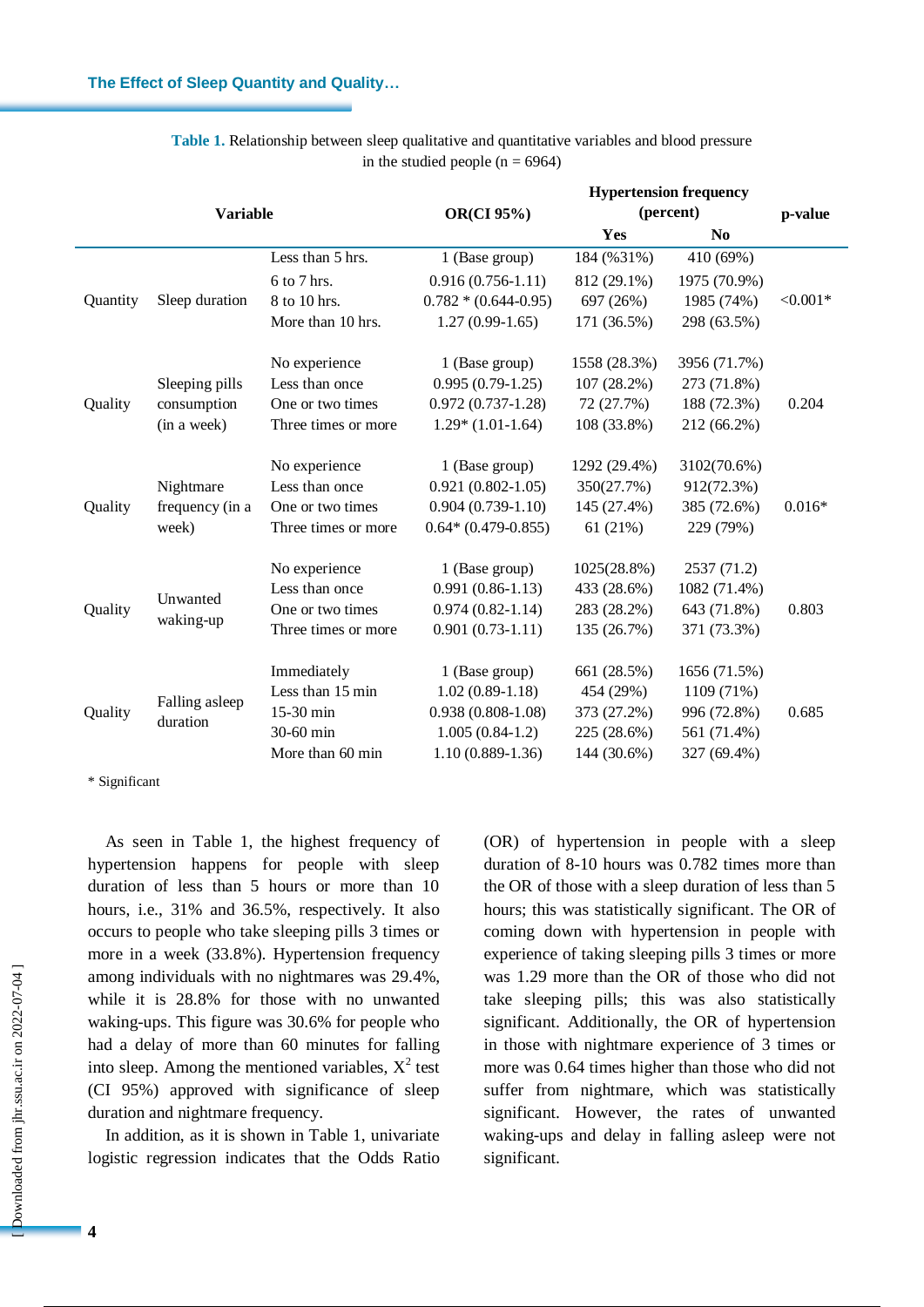**Table 1.** Relationship between sleep qualitative and quantitative variables and blood pressure in the studied people (n = 6964)

| Variable | | | OR(CI 95%) | Hypertension frequency (percent) | | p-value |
|---|---|---|---|---|---|---|
| | | | | Yes | No | |
| Quantity | Sleep duration | Less than 5 hrs. | 1 (Base group) | 184 (%31%) | 410 (69%) | <0.001* |
| | | 6 to 7 hrs. | 0.916 (0.756-1.11) | 812 (29.1%) | 1975 (70.9%) | |
| | | 8 to 10 hrs. | 0.782 * (0.644-0.95) | 697 (26%) | 1985 (74%) | |
| | | More than 10 hrs. | 1.27 (0.99-1.65) | 171 (36.5%) | 298 (63.5%) | |
| Quality | Sleeping pills consumption (in a week) | No experience | 1 (Base group) | 1558 (28.3%) | 3956 (71.7%) | 0.204 |
| | | Less than once | 0.995 (0.79-1.25) | 107 (28.2%) | 273 (71.8%) | |
| | | One or two times | 0.972 (0.737-1.28) | 72 (27.7%) | 188 (72.3%) | |
| | | Three times or more | 1.29* (1.01-1.64) | 108 (33.8%) | 212 (66.2%) | |
| Quality | Nightmare frequency (in a week) | No experience | 1 (Base group) | 1292 (29.4%) | 3102(70.6%) | 0.016* |
| | | Less than once | 0.921 (0.802-1.05) | 350(27.7%) | 912(72.3%) | |
| | | One or two times | 0.904 (0.739-1.10) | 145 (27.4%) | 385 (72.6%) | |
| | | Three times or more | 0.64* (0.479-0.855) | 61 (21%) | 229 (79%) | |
| Quality | Unwanted waking-up | No experience | 1 (Base group) | 1025(28.8%) | 2537 (71.2) | 0.803 |
| | | Less than once | 0.991 (0.86-1.13) | 433 (28.6%) | 1082 (71.4%) | |
| | | One or two times | 0.974 (0.82-1.14) | 283 (28.2%) | 643 (71.8%) | |
| | | Three times or more | 0.901 (0.73-1.11) | 135 (26.7%) | 371 (73.3%) | |
| Quality | Falling asleep duration | Immediately | 1 (Base group) | 661 (28.5%) | 1656 (71.5%) | 0.685 |
| | | Less than 15 min | 1.02 (0.89-1.18) | 454 (29%) | 1109 (71%) | |
| | | 15-30 min | 0.938 (0.808-1.08) | 373 (27.2%) | 996 (72.8%) | |
| | | 30-60 min | 1.005 (0.84-1.2) | 225 (28.6%) | 561 (71.4%) | |
| | | More than 60 min | 1.10 (0.889-1.36) | 144 (30.6%) | 327 (69.4%) | |

* Significant

As seen in Table 1, the highest frequency of hypertension happens for people with sleep duration of less than 5 hours or more than 10 hours, i.e., 31% and 36.5%, respectively. It also occurs to people who take sleeping pills 3 times or more in a week (33.8%). Hypertension frequency among individuals with no nightmares was 29.4%, while it is 28.8% for those with no unwanted waking-ups. This figure was 30.6% for people who had a delay of more than 60 minutes for falling into sleep. Among the mentioned variables, $X^2$ test (CI 95%) approved with significance of sleep duration and nightmare frequency.

In addition, as it is shown in Table 1, univariate logistic regression indicates that the Odds Ratio (OR) of hypertension in people with a sleep duration of 8-10 hours was 0.782 times more than the OR of those with a sleep duration of less than 5 hours; this was statistically significant. The OR of coming down with hypertension in people with experience of taking sleeping pills 3 times or more was 1.29 more than the OR of those who did not take sleeping pills; this was also statistically significant. Additionally, the OR of hypertension in those with nightmare experience of 3 times or more was 0.64 times higher than those who did not suffer from nightmare, which was statistically significant. However, the rates of unwanted waking-ups and delay in falling asleep were not significant.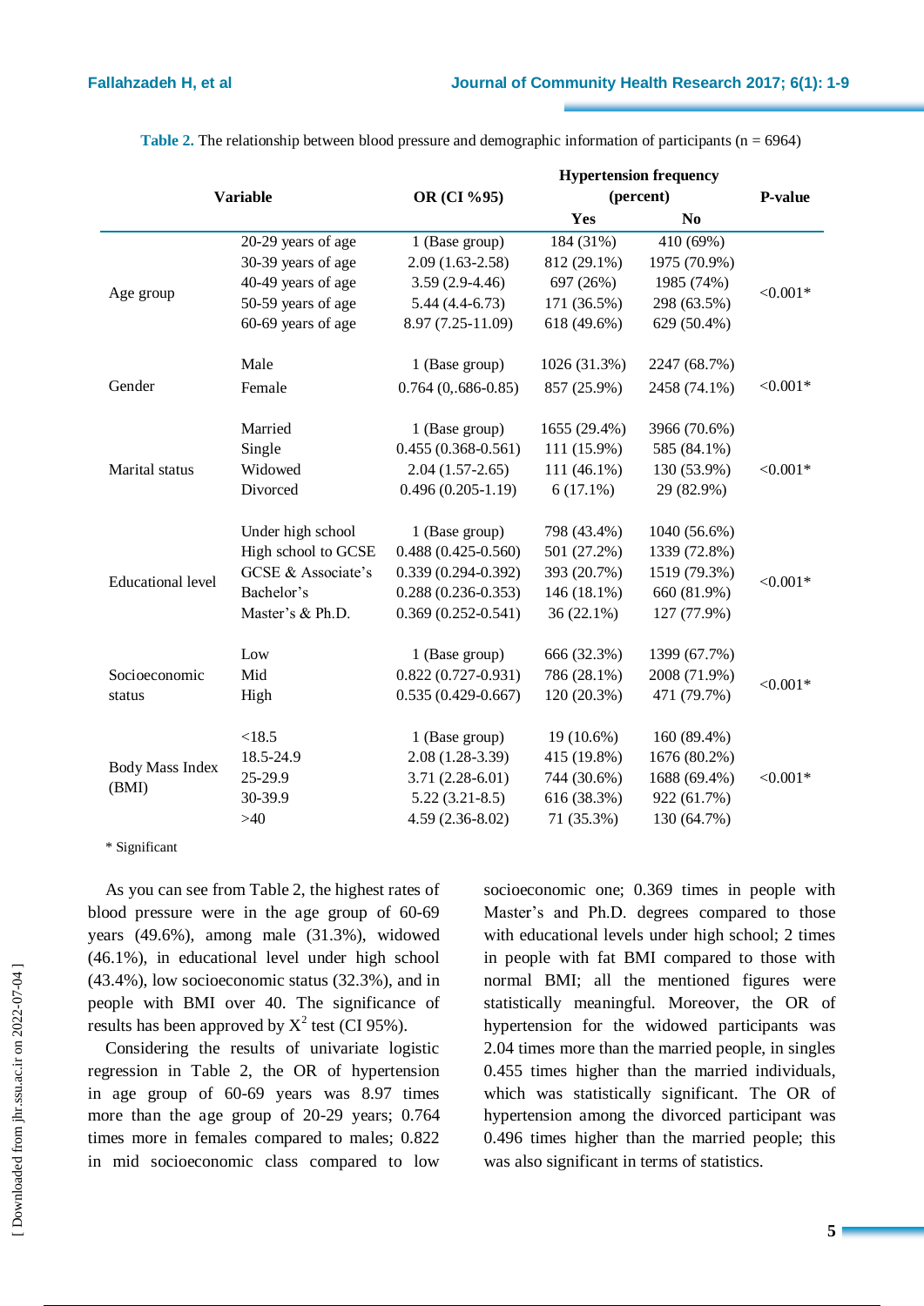**Table 2.** The relationship between blood pressure and demographic information of participants (n = 6964)

| Variable | | OR (CI %95) | Hypertension frequency (percent) | | P-value |
|---|---|---|---|---|---|
| | | | Yes | No | |
| Age group | 20-29 years of age | 1 (Base group) | 184 (31%) | 410 (69%) | <0.001* |
| | 30-39 years of age | 2.09 (1.63-2.58) | 812 (29.1%) | 1975 (70.9%) | |
| | 40-49 years of age | 3.59 (2.9-4.46) | 697 (26%) | 1985 (74%) | |
| | 50-59 years of age | 5.44 (4.4-6.73) | 171 (36.5%) | 298 (63.5%) | |
| | 60-69 years of age | 8.97 (7.25-11.09) | 618 (49.6%) | 629 (50.4%) | |
| Gender | Male | 1 (Base group) | 1026 (31.3%) | 2247 (68.7%) | <0.001* |
| | Female | 0.764 (0,.686-0.85) | 857 (25.9%) | 2458 (74.1%) | |
| Marital status | Married | 1 (Base group) | 1655 (29.4%) | 3966 (70.6%) | <0.001* |
| | Single | 0.455 (0.368-0.561) | 111 (15.9%) | 585 (84.1%) | |
| | Widowed | 2.04 (1.57-2.65) | 111 (46.1%) | 130 (53.9%) | |
| | Divorced | 0.496 (0.205-1.19) | 6 (17.1%) | 29 (82.9%) | |
| Educational level | Under high school | 1 (Base group) | 798 (43.4%) | 1040 (56.6%) | <0.001* |
| | High school to GCSE | 0.488 (0.425-0.560) | 501 (27.2%) | 1339 (72.8%) | |
| | GCSE & Associate's | 0.339 (0.294-0.392) | 393 (20.7%) | 1519 (79.3%) | |
| | Bachelor's | 0.288 (0.236-0.353) | 146 (18.1%) | 660 (81.9%) | |
| | Master's & Ph.D. | 0.369 (0.252-0.541) | 36 (22.1%) | 127 (77.9%) | |
| Socioeconomic status | Low | 1 (Base group) | 666 (32.3%) | 1399 (67.7%) | <0.001* |
| | Mid | 0.822 (0.727-0.931) | 786 (28.1%) | 2008 (71.9%) | |
| | High | 0.535 (0.429-0.667) | 120 (20.3%) | 471 (79.7%) | |
| Body Mass Index (BMI) | <18.5 | 1 (Base group) | 19 (10.6%) | 160 (89.4%) | <0.001* |
| | 18.5-24.9 | 2.08 (1.28-3.39) | 415 (19.8%) | 1676 (80.2%) | |
| | 25-29.9 | 3.71 (2.28-6.01) | 744 (30.6%) | 1688 (69.4%) | |
| | 30-39.9 | 5.22 (3.21-8.5) | 616 (38.3%) | 922 (61.7%) | |
| | >40 | 4.59 (2.36-8.02) | 71 (35.3%) | 130 (64.7%) | |

\* Significant

As you can see from Table 2, the highest rates of blood pressure were in the age group of 60-69 years (49.6%), among male (31.3%), widowed (46.1%), in educational level under high school (43.4%), low socioeconomic status (32.3%), and in people with BMI over 40. The significance of results has been approved by $X^2$ test (CI 95%).

Considering the results of univariate logistic regression in Table 2, the OR of hypertension in age group of 60-69 years was 8.97 times more than the age group of 20-29 years; 0.764 times more in females compared to males; 0.822 in mid socioeconomic class compared to low socioeconomic one; 0.369 times in people with Master's and Ph.D. degrees compared to those with educational levels under high school; 2 times in people with fat BMI compared to those with normal BMI; all the mentioned figures were statistically meaningful. Moreover, the OR of hypertension for the widowed participants was 2.04 times more than the married people, in singles 0.455 times higher than the married individuals, which was statistically significant. The OR of hypertension among the divorced participant was 0.496 times higher than the married people; this was also significant in terms of statistics.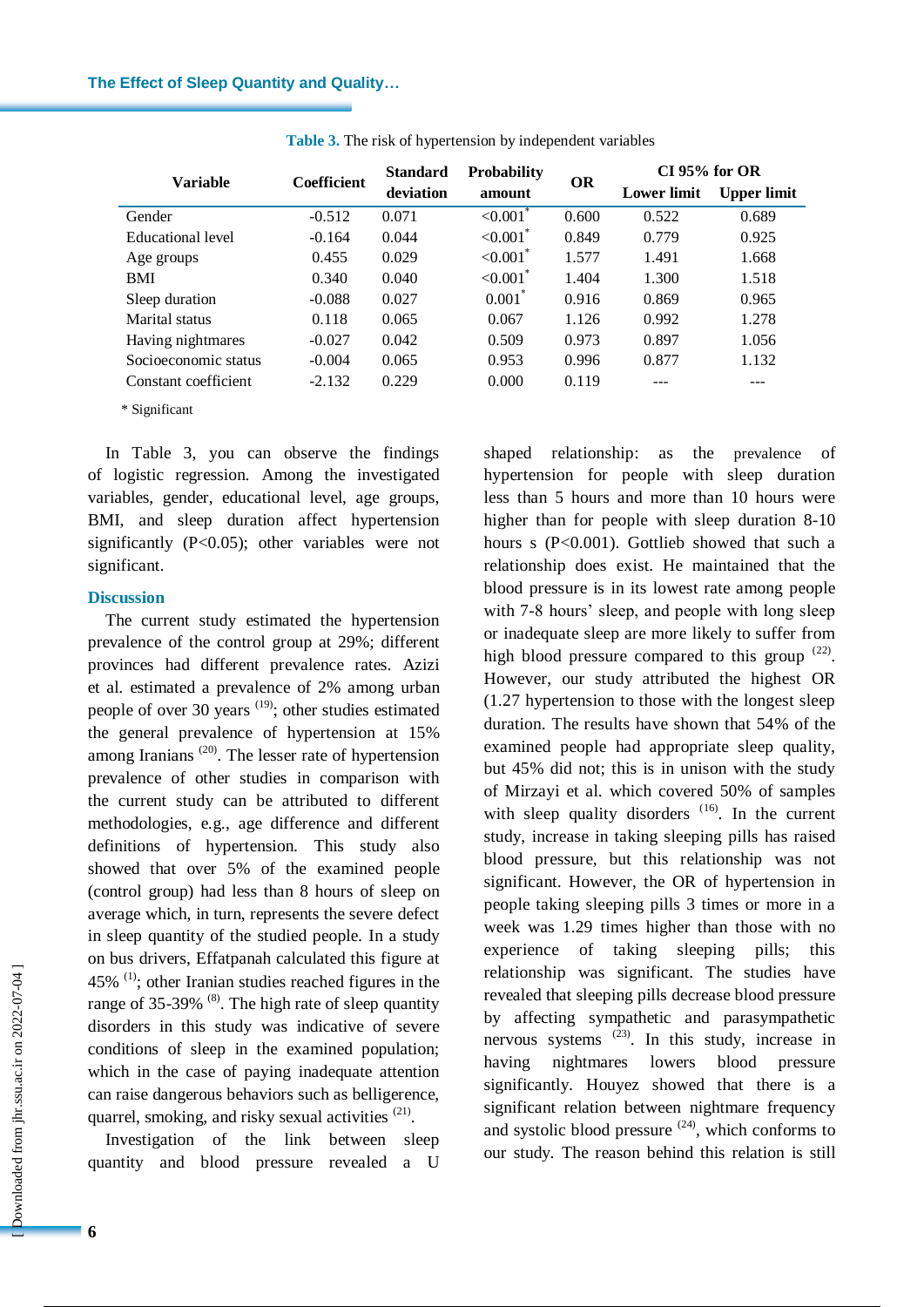**Table 3.** The risk of hypertension by independent variables

| Variable | Coefficient | Standard deviation | Probability amount | OR | CI 95% for OR | |
|---|---|---|---|---|---|---|
| | | | | | Lower limit | Upper limit |
| Gender | -0.512 | 0.071 | <0.001* | 0.600 | 0.522 | 0.689 |
| Educational level | -0.164 | 0.044 | <0.001* | 0.849 | 0.779 | 0.925 |
| Age groups | 0.455 | 0.029 | <0.001* | 1.577 | 1.491 | 1.668 |
| BMI | 0.340 | 0.040 | <0.001* | 1.404 | 1.300 | 1.518 |
| Sleep duration | -0.088 | 0.027 | 0.001* | 0.916 | 0.869 | 0.965 |
| Marital status | 0.118 | 0.065 | 0.067 | 1.126 | 0.992 | 1.278 |
| Having nightmares | -0.027 | 0.042 | 0.509 | 0.973 | 0.897 | 1.056 |
| Socioeconomic status | -0.004 | 0.065 | 0.953 | 0.996 | 0.877 | 1.132 |
| Constant coefficient | -2.132 | 0.229 | 0.000 | 0.119 | --- | --- |

\* Significant

In Table 3, you can observe the findings of logistic regression. Among the investigated variables, gender, educational level, age groups, BMI, and sleep duration affect hypertension significantly (P<0.05); other variables were not significant.

## Discussion

The current study estimated the hypertension prevalence of the control group at 29%; different provinces had different prevalence rates. Azizi et al. estimated a prevalence of 2% among urban people of over 30 years [19]; other studies estimated the general prevalence of hypertension at 15% among Iranians [20]. The lesser rate of hypertension prevalence of other studies in comparison with the current study can be attributed to different methodologies, e.g., age difference and different definitions of hypertension. This study also showed that over 5% of the examined people (control group) had less than 8 hours of sleep on average which, in turn, represents the severe defect in sleep quantity of the studied people. In a study on bus drivers, Effatpanah calculated this figure at 45% [1]; other Iranian studies reached figures in the range of 35-39% [8]. The high rate of sleep quantity disorders in this study was indicative of severe conditions of sleep in the examined population; which in the case of paying inadequate attention can raise dangerous behaviors such as belligerence, quarrel, smoking, and risky sexual activities [21].

Investigation of the link between sleep quantity and blood pressure revealed a U shaped relationship: as the prevalence of hypertension for people with sleep duration less than 5 hours and more than 10 hours were higher than for people with sleep duration 8-10 hours s (P<0.001). Gottlieb showed that such a relationship does exist. He maintained that the blood pressure is in its lowest rate among people with 7-8 hours' sleep, and people with long sleep or inadequate sleep are more likely to suffer from high blood pressure compared to this group [22]. However, our study attributed the highest OR (1.27 hypertension to those with the longest sleep duration. The results have shown that 54% of the examined people had appropriate sleep quality, but 45% did not; this is in unison with the study of Mirzayi et al. which covered 50% of samples with sleep quality disorders [16]. In the current study, increase in taking sleeping pills has raised blood pressure, but this relationship was not significant. However, the OR of hypertension in people taking sleeping pills 3 times or more in a week was 1.29 times higher than those with no experience of taking sleeping pills; this relationship was significant. The studies have revealed that sleeping pills decrease blood pressure by affecting sympathetic and parasympathetic nervous systems [23]. In this study, increase in having nightmares lowers blood pressure significantly. Houyez showed that there is a significant relation between nightmare frequency and systolic blood pressure [24], which conforms to our study. The reason behind this relation is still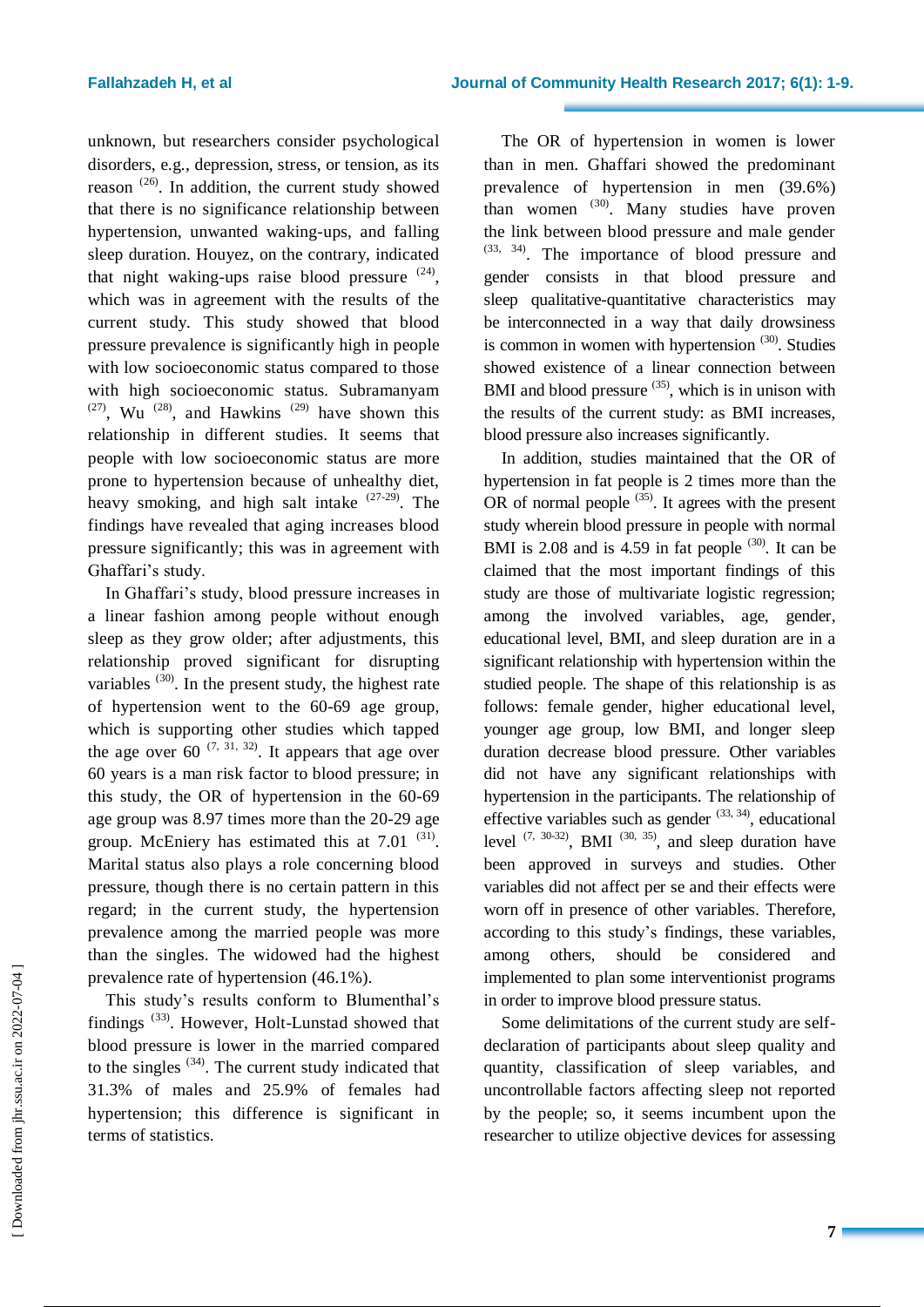unknown, but researchers consider psychological disorders, e.g., depression, stress, or tension, as its reason [26]. In addition, the current study showed that there is no significance relationship between hypertension, unwanted waking-ups, and falling sleep duration. Houyez, on the contrary, indicated that night waking-ups raise blood pressure [24], which was in agreement with the results of the current study. This study showed that blood pressure prevalence is significantly high in people with low socioeconomic status compared to those with high socioeconomic status. Subramanyam [27], Wu [28], and Hawkins [29] have shown this relationship in different studies. It seems that people with low socioeconomic status are more prone to hypertension because of unhealthy diet, heavy smoking, and high salt intake [27-29]. The findings have revealed that aging increases blood pressure significantly; this was in agreement with Ghaffari's study.

In Ghaffari's study, blood pressure increases in a linear fashion among people without enough sleep as they grow older; after adjustments, this relationship proved significant for disrupting variables [30]. In the present study, the highest rate of hypertension went to the 60-69 age group, which is supporting other studies which tapped the age over 60 [7, 31, 32]. It appears that age over 60 years is a man risk factor to blood pressure; in this study, the OR of hypertension in the 60-69 age group was 8.97 times more than the 20-29 age group. McEniery has estimated this at 7.01 [31]. Marital status also plays a role concerning blood pressure, though there is no certain pattern in this regard; in the current study, the hypertension prevalence among the married people was more than the singles. The widowed had the highest prevalence rate of hypertension (46.1%).

This study's results conform to Blumenthal's findings [33]. However, Holt-Lunstad showed that blood pressure is lower in the married compared to the singles [34]. The current study indicated that 31.3% of males and 25.9% of females had hypertension; this difference is significant in terms of statistics.

The OR of hypertension in women is lower than in men. Ghaffari showed the predominant prevalence of hypertension in men (39.6%) than women [30]. Many studies have proven the link between blood pressure and male gender [33, 34]. The importance of blood pressure and gender consists in that blood pressure and sleep qualitative-quantitative characteristics may be interconnected in a way that daily drowsiness is common in women with hypertension [30]. Studies showed existence of a linear connection between BMI and blood pressure [35], which is in unison with the results of the current study: as BMI increases, blood pressure also increases significantly.

In addition, studies maintained that the OR of hypertension in fat people is 2 times more than the OR of normal people [35]. It agrees with the present study wherein blood pressure in people with normal BMI is 2.08 and is 4.59 in fat people [30]. It can be claimed that the most important findings of this study are those of multivariate logistic regression; among the involved variables, age, gender, educational level, BMI, and sleep duration are in a significant relationship with hypertension within the studied people. The shape of this relationship is as follows: female gender, higher educational level, younger age group, low BMI, and longer sleep duration decrease blood pressure. Other variables did not have any significant relationships with hypertension in the participants. The relationship of effective variables such as gender [33, 34], educational level [7, 30-32], BMI [30, 35], and sleep duration have been approved in surveys and studies. Other variables did not affect per se and their effects were worn off in presence of other variables. Therefore, according to this study's findings, these variables, among others, should be considered and implemented to plan some interventionist programs in order to improve blood pressure status.

Some delimitations of the current study are self-declaration of participants about sleep quality and quantity, classification of sleep variables, and uncontrollable factors affecting sleep not reported by the people; so, it seems incumbent upon the researcher to utilize objective devices for assessing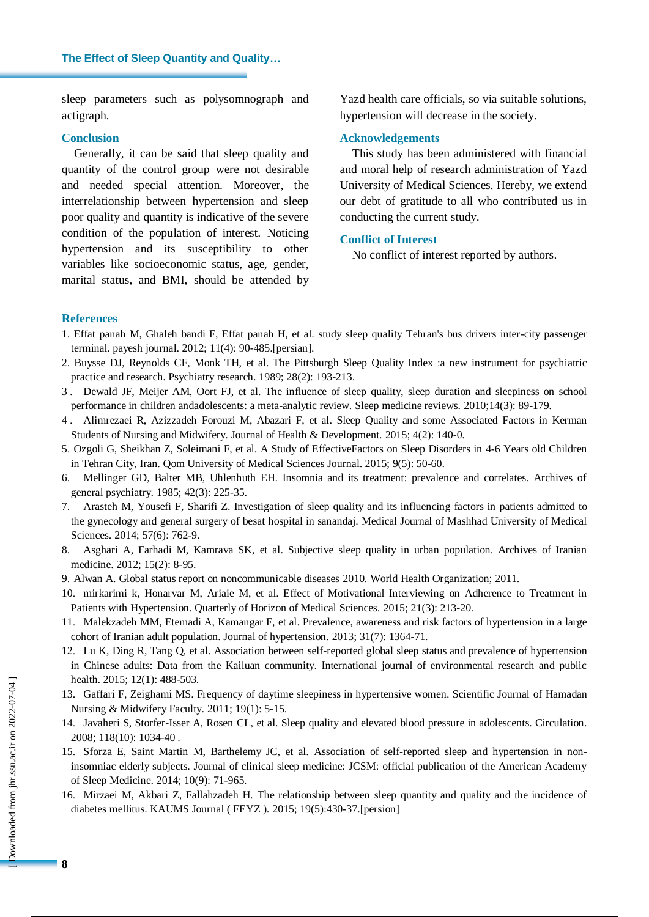sleep parameters such as polysomnograph and actigraph.

## Conclusion

Generally, it can be said that sleep quality and quantity of the control group were not desirable and needed special attention. Moreover, the interrelationship between hypertension and sleep poor quality and quantity is indicative of the severe condition of the population of interest. Noticing hypertension and its susceptibility to other variables like socioeconomic status, age, gender, marital status, and BMI, should be attended by Yazd health care officials, so via suitable solutions, hypertension will decrease in the society.

## Acknowledgements

This study has been administered with financial and moral help of research administration of Yazd University of Medical Sciences. Hereby, we extend our debt of gratitude to all who contributed us in conducting the current study.

## Conflict of Interest

No conflict of interest reported by authors.

## References

1. Effat panah M, Ghaleh bandi F, Effat panah H, et al. study sleep quality Tehran's bus drivers inter-city passenger terminal. payesh journal. 2012; 11(4): 90-485.[persian].
2. Buysse DJ, Reynolds CF, Monk TH, et al. The Pittsburgh Sleep Quality Index :a new instrument for psychiatric practice and research. Psychiatry research. 1989; 28(2): 193-213.
3. Dewald JF, Meijer AM, Oort FJ, et al. The influence of sleep quality, sleep duration and sleepiness on school performance in children andadolescents: a meta-analytic review. Sleep medicine reviews. 2010;14(3): 89-179.
4. Alimrezaei R, Azizzadeh Forouzi M, Abazari F, et al. Sleep Quality and some Associated Factors in Kerman Students of Nursing and Midwifery. Journal of Health & Development. 2015; 4(2): 140-0.
5. Ozgoli G, Sheikhan Z, Soleimani F, et al. A Study of EffectiveFactors on Sleep Disorders in 4-6 Years old Children in Tehran City, Iran. Qom University of Medical Sciences Journal. 2015; 9(5): 50-60.
6. Mellinger GD, Balter MB, Uhlenhuth EH. Insomnia and its treatment: prevalence and correlates. Archives of general psychiatry. 1985; 42(3): 225-35.
7. Arasteh M, Yousefi F, Sharifi Z. Investigation of sleep quality and its influencing factors in patients admitted to the gynecology and general surgery of besat hospital in sanandaj. Medical Journal of Mashhad University of Medical Sciences. 2014; 57(6): 762-9.
8. Asghari A, Farhadi M, Kamrava SK, et al. Subjective sleep quality in urban population. Archives of Iranian medicine. 2012; 15(2): 8-95.
9. Alwan A. Global status report on noncommunicable diseases 2010. World Health Organization; 2011.
10. mirkarimi k, Honarvar M, Ariaie M, et al. Effect of Motivational Interviewing on Adherence to Treatment in Patients with Hypertension. Quarterly of Horizon of Medical Sciences. 2015; 21(3): 213-20.
11. Malekzadeh MM, Etemadi A, Kamangar F, et al. Prevalence, awareness and risk factors of hypertension in a large cohort of Iranian adult population. Journal of hypertension. 2013; 31(7): 1364-71.
12. Lu K, Ding R, Tang Q, et al. Association between self-reported global sleep status and prevalence of hypertension in Chinese adults: Data from the Kailuan community. International journal of environmental research and public health. 2015; 12(1): 488-503.
13. Gaffari F, Zeighami MS. Frequency of daytime sleepiness in hypertensive women. Scientific Journal of Hamadan Nursing & Midwifery Faculty. 2011; 19(1): 5-15.
14. Javaheri S, Storfer-Isser A, Rosen CL, et al. Sleep quality and elevated blood pressure in adolescents. Circulation. 2008; 118(10): 1034-40 .
15. Sforza E, Saint Martin M, Barthelemy JC, et al. Association of self-reported sleep and hypertension in non-insomniac elderly subjects. Journal of clinical sleep medicine: JCSM: official publication of the American Academy of Sleep Medicine. 2014; 10(9): 71-965.
16. Mirzaei M, Akbari Z, Fallahzadeh H. The relationship between sleep quantity and quality and the incidence of diabetes mellitus. KAUMS Journal ( FEYZ ). 2015; 19(5):430-37.[persion]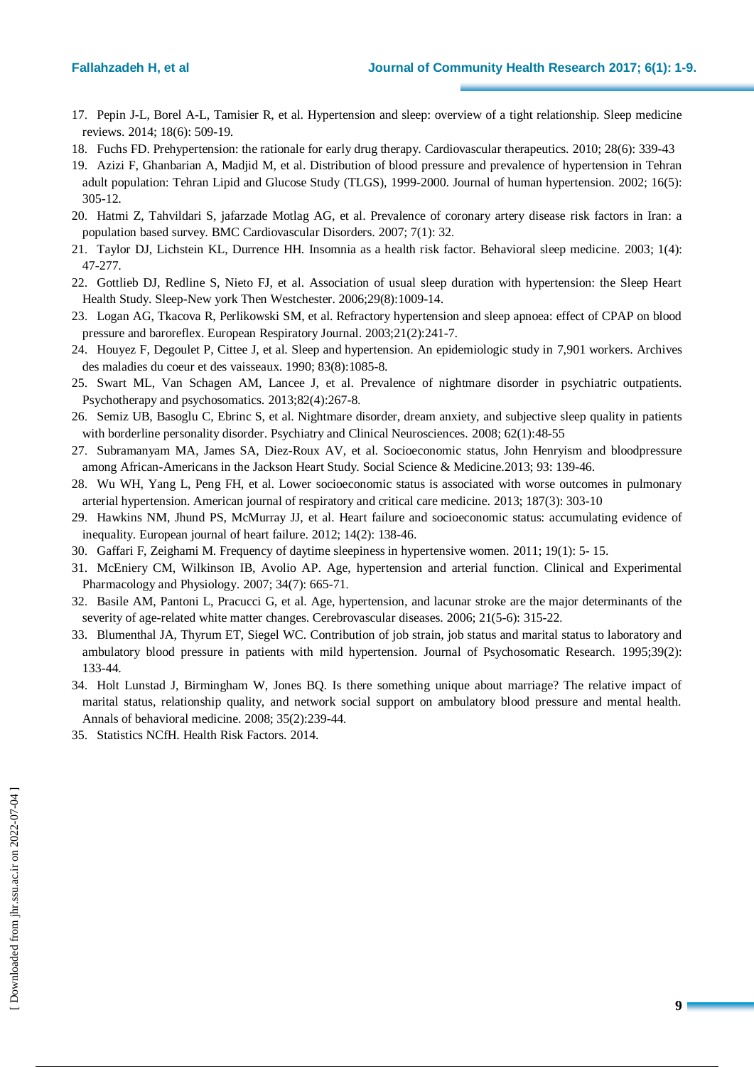17. Pepin J-L, Borel A-L, Tamisier R, et al. Hypertension and sleep: overview of a tight relationship. Sleep medicine reviews. 2014; 18(6): 509-19.
18. Fuchs FD. Prehypertension: the rationale for early drug therapy. Cardiovascular therapeutics. 2010; 28(6): 339-43
19. Azizi F, Ghanbarian A, Madjid M, et al. Distribution of blood pressure and prevalence of hypertension in Tehran adult population: Tehran Lipid and Glucose Study (TLGS), 1999-2000. Journal of human hypertension. 2002; 16(5): 305-12.
20. Hatmi Z, Tahvildari S, jafarzade Motlag AG, et al. Prevalence of coronary artery disease risk factors in Iran: a population based survey. BMC Cardiovascular Disorders. 2007; 7(1): 32.
21. Taylor DJ, Lichstein KL, Durrence HH. Insomnia as a health risk factor. Behavioral sleep medicine. 2003; 1(4): 47-277.
22. Gottlieb DJ, Redline S, Nieto FJ, et al. Association of usual sleep duration with hypertension: the Sleep Heart Health Study. Sleep-New york Then Westchester. 2006;29(8):1009-14.
23. Logan AG, Tkacova R, Perlikowski SM, et al. Refractory hypertension and sleep apnoea: effect of CPAP on blood pressure and baroreflex. European Respiratory Journal. 2003;21(2):241-7.
24. Houyez F, Degoulet P, Cittee J, et al. Sleep and hypertension. An epidemiologic study in 7,901 workers. Archives des maladies du coeur et des vaisseaux. 1990; 83(8):1085-8.
25. Swart ML, Van Schagen AM, Lancee J, et al. Prevalence of nightmare disorder in psychiatric outpatients. Psychotherapy and psychosomatics. 2013;82(4):267-8.
26. Semiz UB, Basoglu C, Ebrinc S, et al. Nightmare disorder, dream anxiety, and subjective sleep quality in patients with borderline personality disorder. Psychiatry and Clinical Neurosciences. 2008; 62(1):48-55
27. Subramanyam MA, James SA, Diez-Roux AV, et al. Socioeconomic status, John Henryism and bloodpressure among African-Americans in the Jackson Heart Study. Social Science & Medicine.2013; 93: 139-46.
28. Wu WH, Yang L, Peng FH, et al. Lower socioeconomic status is associated with worse outcomes in pulmonary arterial hypertension. American journal of respiratory and critical care medicine. 2013; 187(3): 303-10
29. Hawkins NM, Jhund PS, McMurray JJ, et al. Heart failure and socioeconomic status: accumulating evidence of inequality. European journal of heart failure. 2012; 14(2): 138-46.
30. Gaffari F, Zeighami M. Frequency of daytime sleepiness in hypertensive women. 2011; 19(1): 5- 15.
31. McEniery CM, Wilkinson IB, Avolio AP. Age, hypertension and arterial function. Clinical and Experimental Pharmacology and Physiology. 2007; 34(7): 665-71.
32. Basile AM, Pantoni L, Pracucci G, et al. Age, hypertension, and lacunar stroke are the major determinants of the severity of age-related white matter changes. Cerebrovascular diseases. 2006; 21(5-6): 315-22.
33. Blumenthal JA, Thyrum ET, Siegel WC. Contribution of job strain, job status and marital status to laboratory and ambulatory blood pressure in patients with mild hypertension. Journal of Psychosomatic Research. 1995;39(2): 133-44.
34. Holt Lunstad J, Birmingham W, Jones BQ. Is there something unique about marriage? The relative impact of marital status, relationship quality, and network social support on ambulatory blood pressure and mental health. Annals of behavioral medicine. 2008; 35(2):239-44.
35. Statistics NCfH. Health Risk Factors. 2014.